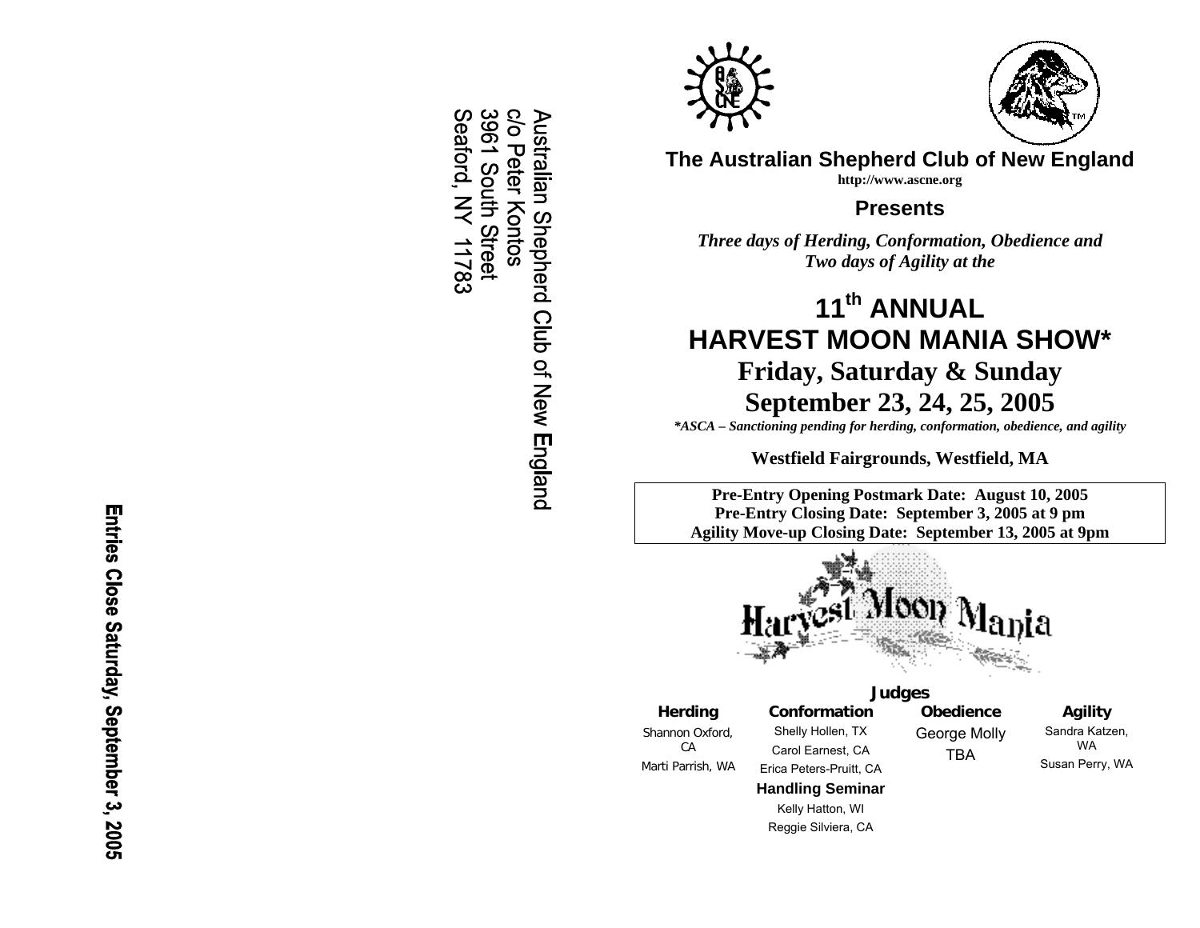Australian Shepherd Club of New England
c/o Peter Kontos
3961 South Street
Seaford, NY 11783

**Entries Close Saturday, September 3, 2005**

## The Australian Shepherd Club of New England

**http://www.ascne.org**

### Presents

***Three days of Herding, Conformation, Obedience and Two days of Agility at the***

# 11th ANNUAL HARVEST MOON MANIA SHOW*

## Friday, Saturday & Sunday
## September 23, 24, 25, 2005

***ASCA – Sanctioning pending for herding, conformation, obedience, and agility**

**Westfield Fairgrounds, Westfield, MA**

**Pre-Entry Opening Postmark Date: August 10, 2005**
**Pre-Entry Closing Date: September 3, 2005 at 9 pm**
**Agility Move-up Closing Date: September 13, 2005 at 9pm**

Harvest Moon Mania

### Judges

**Herding**
Shannon Oxford, CA
Marti Parrish, WA

**Conformation**
Shelly Hollen, TX
Carol Earnest, CA
Erica Peters-Pruitt, CA

**Handling Seminar**
Kelly Hatton, WI
Reggie Silviera, CA

**Obedience**
George Molly
TBA

**Agility**
Sandra Katzen, WA
Susan Perry, WA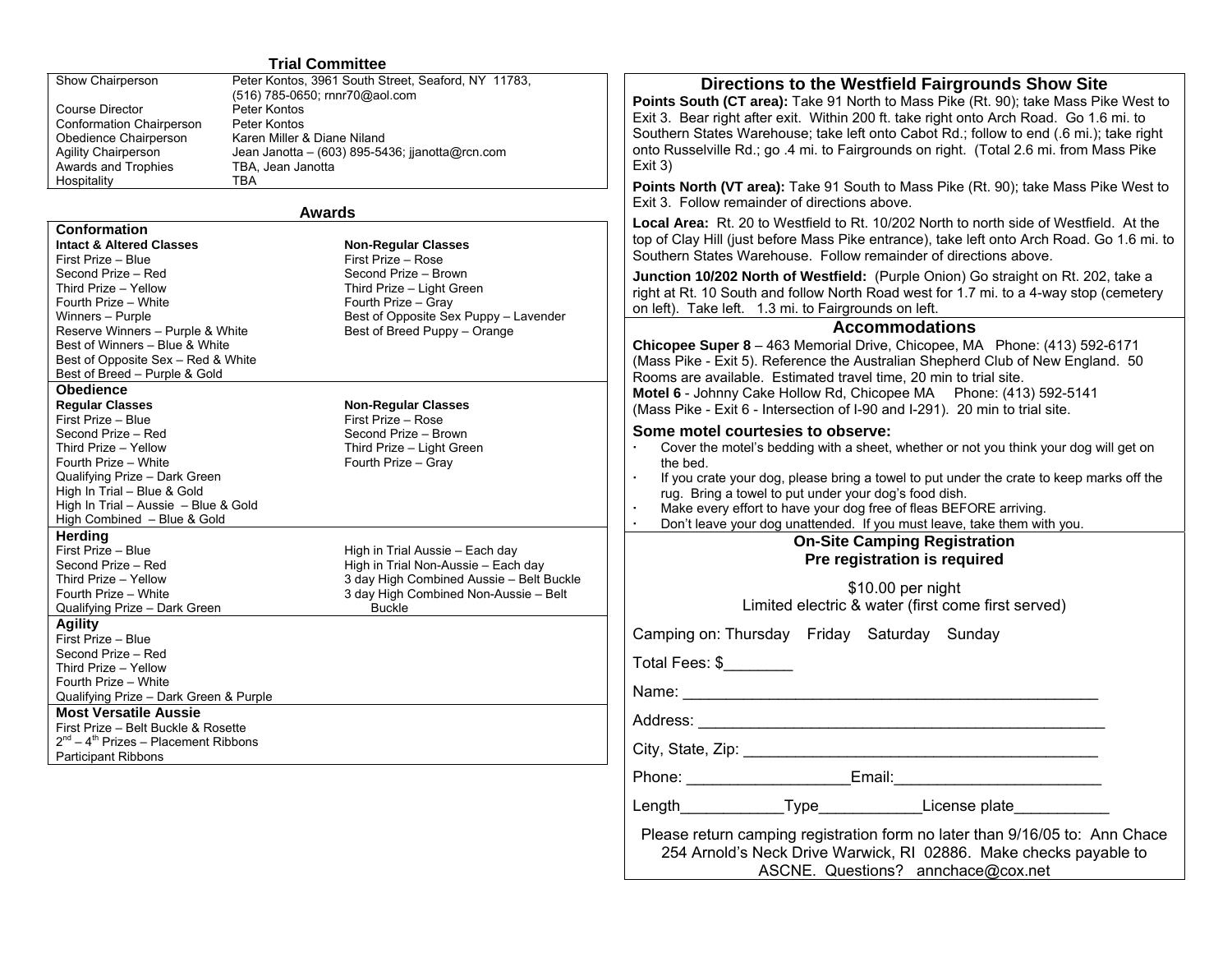## Trial Committee

| | |
|---|---|
| Show Chairperson | Peter Kontos, 3961 South Street, Seaford, NY 11783, (516) 785-0650; rnnr70@aol.com |
| Course Director | Peter Kontos |
| Conformation Chairperson | Peter Kontos |
| Obedience Chairperson | Karen Miller & Diane Niland |
| Agility Chairperson | Jean Janotta – (603) 895-5436; jjanotta@rcn.com |
| Awards and Trophies | TBA, Jean Janotta |
| Hospitality | TBA |

## Awards

### Conformation

**Intact & Altered Classes**

- First Prize – Blue
- Second Prize – Red
- Third Prize – Yellow
- Fourth Prize – White
- Winners – Purple
- Reserve Winners – Purple & White
- Best of Winners – Blue & White
- Best of Opposite Sex – Red & White
- Best of Breed – Purple & Gold

**Non-Regular Classes**

- First Prize – Rose
- Second Prize – Brown
- Third Prize – Light Green
- Fourth Prize – Gray
- Best of Opposite Sex Puppy – Lavender
- Best of Breed Puppy – Orange

### Obedience

**Regular Classes**

- First Prize – Blue
- Second Prize – Red
- Third Prize – Yellow
- Fourth Prize – White
- Qualifying Prize – Dark Green
- High In Trial – Blue & Gold
- High In Trial – Aussie – Blue & Gold
- High Combined – Blue & Gold

**Non-Regular Classes**

- First Prize – Rose
- Second Prize – Brown
- Third Prize – Light Green
- Fourth Prize – Gray

### Herding

- First Prize – Blue
- Second Prize – Red
- Third Prize – Yellow
- Fourth Prize – White
- Qualifying Prize – Dark Green
- High in Trial Aussie – Each day
- High in Trial Non-Aussie – Each day
- 3 day High Combined Aussie – Belt Buckle
- 3 day High Combined Non-Aussie – Belt Buckle

### Agility

- First Prize – Blue
- Second Prize – Red
- Third Prize – Yellow
- Fourth Prize – White
- Qualifying Prize – Dark Green & Purple

### Most Versatile Aussie

- First Prize – Belt Buckle & Rosette
- 2nd – 4th Prizes – Placement Ribbons
- Participant Ribbons

## Directions to the Westfield Fairgrounds Show Site

**Points South (CT area):** Take 91 North to Mass Pike (Rt. 90); take Mass Pike West to Exit 3. Bear right after exit. Within 200 ft. take right onto Arch Road. Go 1.6 mi. to Southern States Warehouse; take left onto Cabot Rd.; follow to end (.6 mi.); take right onto Russelville Rd.; go .4 mi. to Fairgrounds on right. (Total 2.6 mi. from Mass Pike Exit 3)

**Points North (VT area):** Take 91 South to Mass Pike (Rt. 90); take Mass Pike West to Exit 3. Follow remainder of directions above.

**Local Area:** Rt. 20 to Westfield to Rt. 10/202 North to north side of Westfield. At the top of Clay Hill (just before Mass Pike entrance), take left onto Arch Road. Go 1.6 mi. to Southern States Warehouse. Follow remainder of directions above.

**Junction 10/202 North of Westfield:** (Purple Onion) Go straight on Rt. 202, take a right at Rt. 10 South and follow North Road west for 1.7 mi. to a 4-way stop (cemetery on left). Take left. 1.3 mi. to Fairgrounds on left.

## Accommodations

**Chicopee Super 8** – 463 Memorial Drive, Chicopee, MA Phone: (413) 592-6171 (Mass Pike - Exit 5). Reference the Australian Shepherd Club of New England. 50 Rooms are available. Estimated travel time, 20 min to trial site.

**Motel 6** - Johnny Cake Hollow Rd, Chicopee MA Phone: (413) 592-5141 (Mass Pike - Exit 6 - Intersection of I-90 and I-291). 20 min to trial site.

### Some motel courtesies to observe:

- Cover the motel's bedding with a sheet, whether or not you think your dog will get on the bed.
- If you crate your dog, please bring a towel to put under the crate to keep marks off the rug. Bring a towel to put under your dog's food dish.
- Make every effort to have your dog free of fleas BEFORE arriving.
- Don't leave your dog unattended. If you must leave, take them with you.

## On-Site Camping Registration
**Pre registration is required**

$10.00 per night
Limited electric & water (first come first served)

Camping on: Thursday Friday Saturday Sunday

Total Fees: $________

Name: ________________________________________________

Address: ______________________________________________

City, State, Zip: _________________________________________

Phone: __________________Email:________________________

Length____________Type____________License plate___________

Please return camping registration form no later than 9/16/05 to: Ann Chace 254 Arnold's Neck Drive Warwick, RI 02886. Make checks payable to ASCNE. Questions? annchace@cox.net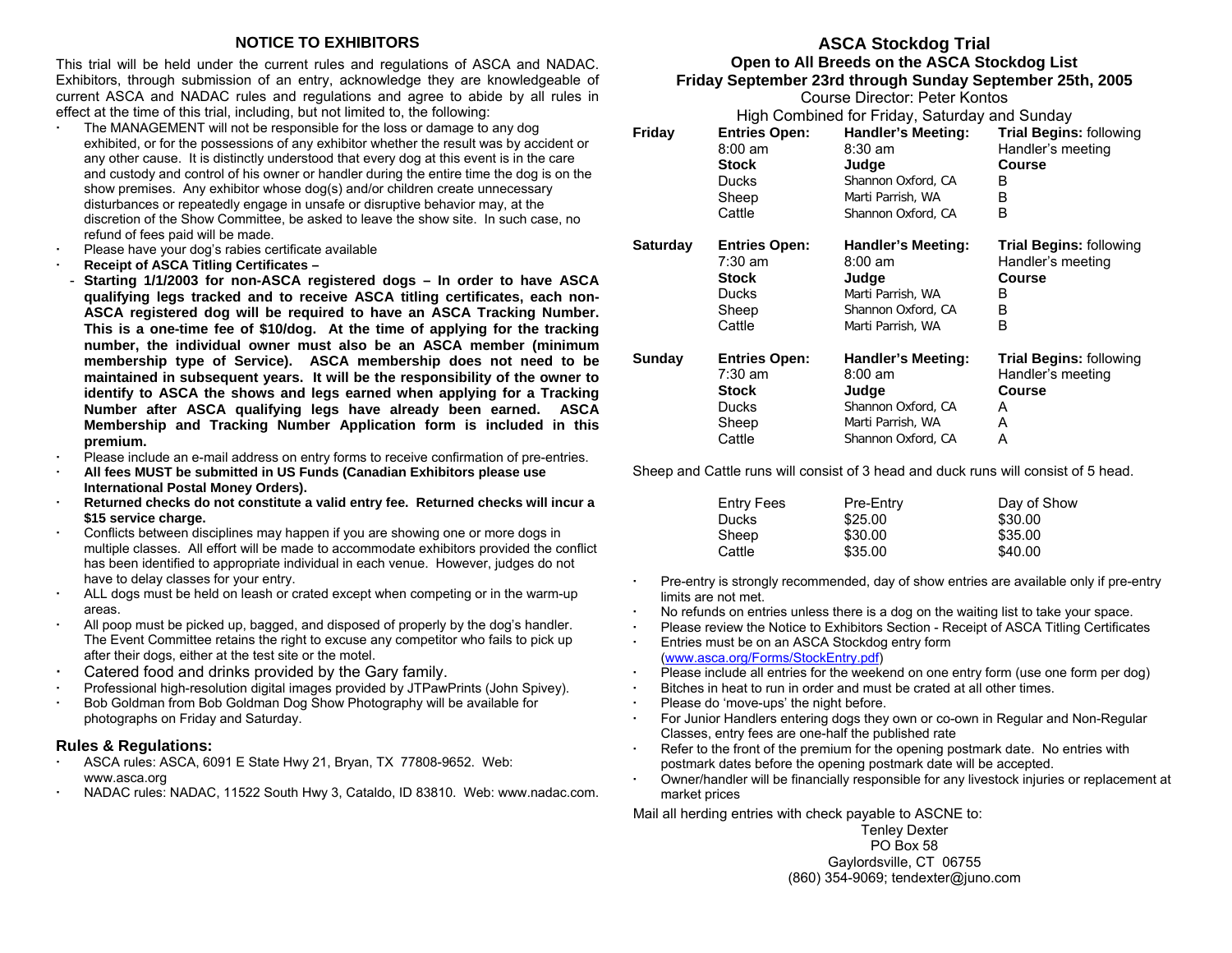## NOTICE TO EXHIBITORS

This trial will be held under the current rules and regulations of ASCA and NADAC. Exhibitors, through submission of an entry, acknowledge they are knowledgeable of current ASCA and NADAC rules and regulations and agree to abide by all rules in effect at the time of this trial, including, but not limited to, the following:

- The MANAGEMENT will not be responsible for the loss or damage to any dog exhibited, or for the possessions of any exhibitor whether the result was by accident or any other cause. It is distinctly understood that every dog at this event is in the care and custody and control of his owner or handler during the entire time the dog is on the show premises. Any exhibitor whose dog(s) and/or children create unnecessary disturbances or repeatedly engage in unsafe or disruptive behavior may, at the discretion of the Show Committee, be asked to leave the show site. In such case, no refund of fees paid will be made.
- Please have your dog's rabies certificate available
- **Receipt of ASCA Titling Certificates –**
  - **Starting 1/1/2003 for non-ASCA registered dogs – In order to have ASCA qualifying legs tracked and to receive ASCA titling certificates, each non-ASCA registered dog will be required to have an ASCA Tracking Number. This is a one-time fee of $10/dog. At the time of applying for the tracking number, the individual owner must also be an ASCA member (minimum membership type of Service). ASCA membership does not need to be maintained in subsequent years. It will be the responsibility of the owner to identify to ASCA the shows and legs earned when applying for a Tracking Number after ASCA qualifying legs have already been earned. ASCA Membership and Tracking Number Application form is included in this premium.**
- Please include an e-mail address on entry forms to receive confirmation of pre-entries.
- **All fees MUST be submitted in US Funds (Canadian Exhibitors please use International Postal Money Orders).**
- **Returned checks do not constitute a valid entry fee. Returned checks will incur a $15 service charge.**
- Conflicts between disciplines may happen if you are showing one or more dogs in multiple classes. All effort will be made to accommodate exhibitors provided the conflict has been identified to appropriate individual in each venue. However, judges do not have to delay classes for your entry.
- ALL dogs must be held on leash or crated except when competing or in the warm-up areas.
- All poop must be picked up, bagged, and disposed of properly by the dog's handler. The Event Committee retains the right to excuse any competitor who fails to pick up after their dogs, either at the test site or the motel.
- Catered food and drinks provided by the Gary family.
- Professional high-resolution digital images provided by JTPawPrints (John Spivey).
- Bob Goldman from Bob Goldman Dog Show Photography will be available for photographs on Friday and Saturday.

### Rules & Regulations:

- ASCA rules: ASCA, 6091 E State Hwy 21, Bryan, TX 77808-9652. Web: www.asca.org
- NADAC rules: NADAC, 11522 South Hwy 3, Cataldo, ID 83810. Web: www.nadac.com.

## ASCA Stockdog Trial

**Open to All Breeds on the ASCA Stockdog List**

**Friday September 23rd through Sunday September 25th, 2005**

Course Director: Peter Kontos

High Combined for Friday, Saturday and Sunday

| | | | |
|---|---|---|---|
| **Friday** | **Entries Open:** 8:00 am | **Handler's Meeting:** 8:30 am | **Trial Begins:** following Handler's meeting |
| | **Stock** | **Judge** | **Course** |
| | Ducks | Shannon Oxford, CA | B |
| | Sheep | Marti Parrish, WA | B |
| | Cattle | Shannon Oxford, CA | B |
| **Saturday** | **Entries Open:** 7:30 am | **Handler's Meeting:** 8:00 am | **Trial Begins:** following Handler's meeting |
| | **Stock** | **Judge** | **Course** |
| | Ducks | Marti Parrish, WA | B |
| | Sheep | Shannon Oxford, CA | B |
| | Cattle | Marti Parrish, WA | B |
| **Sunday** | **Entries Open:** 7:30 am | **Handler's Meeting:** 8:00 am | **Trial Begins:** following Handler's meeting |
| | **Stock** | **Judge** | **Course** |
| | Ducks | Shannon Oxford, CA | A |
| | Sheep | Marti Parrish, WA | A |
| | Cattle | Shannon Oxford, CA | A |

Sheep and Cattle runs will consist of 3 head and duck runs will consist of 5 head.

| Entry Fees | Pre-Entry | Day of Show |
|---|---|---|
| Ducks | $25.00 | $30.00 |
| Sheep | $30.00 | $35.00 |
| Cattle | $35.00 | $40.00 |

- Pre-entry is strongly recommended, day of show entries are available only if pre-entry limits are not met.
- No refunds on entries unless there is a dog on the waiting list to take your space.
- Please review the Notice to Exhibitors Section - Receipt of ASCA Titling Certificates
- Entries must be on an ASCA Stockdog entry form (www.asca.org/Forms/StockEntry.pdf)
- Please include all entries for the weekend on one entry form (use one form per dog)
- Bitches in heat to run in order and must be crated at all other times.
- Please do 'move-ups' the night before.
- For Junior Handlers entering dogs they own or co-own in Regular and Non-Regular Classes, entry fees are one-half the published rate
- Refer to the front of the premium for the opening postmark date. No entries with postmark dates before the opening postmark date will be accepted.
- Owner/handler will be financially responsible for any livestock injuries or replacement at market prices

Mail all herding entries with check payable to ASCNE to:

Tenley Dexter
PO Box 58
Gaylordsville, CT 06755
(860) 354-9069; tendexter@juno.com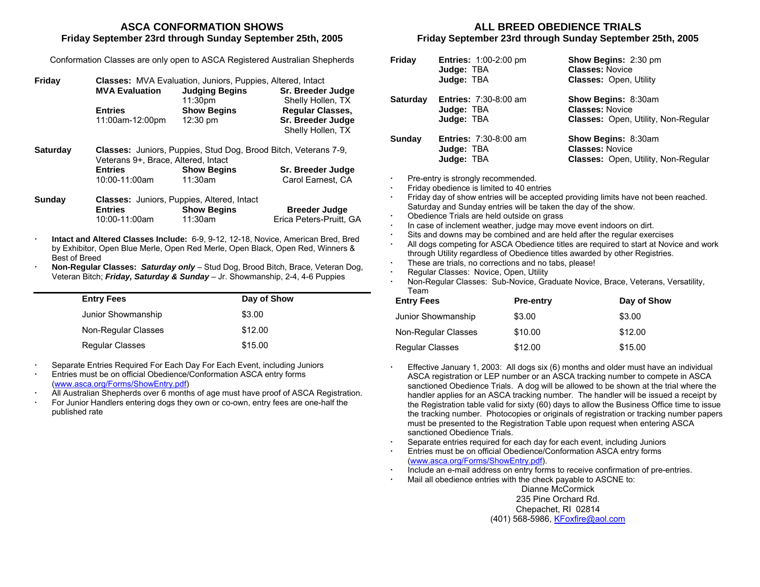## ASCA CONFORMATION SHOWS
### Friday September 23rd through Sunday September 25th, 2005

Conformation Classes are only open to ASCA Registered Australian Shepherds

**Friday** — **Classes:** MVA Evaluation, Juniors, Puppies, Altered, Intact

| **MVA Evaluation** | **Judging Begins** | **Sr. Breeder Judge** |
|---|---|---|
| | 11:30pm | Shelly Hollen, TX |
| **Entries** | **Show Begins** | **Regular Classes, Sr. Breeder Judge** |
| 11:00am-12:00pm | 12:30 pm | Shelly Hollen, TX |

**Saturday** — **Classes:** Juniors, Puppies, Stud Dog, Brood Bitch, Veterans 7-9, Veterans 9+, Brace, Altered, Intact

| **Entries** | **Show Begins** | **Sr. Breeder Judge** |
|---|---|---|
| 10:00-11:00am | 11:30am | Carol Earnest, CA |

**Sunday** — **Classes:** Juniors, Puppies, Altered, Intact

| **Entries** | **Show Begins** | **Breeder Judge** |
|---|---|---|
| 10:00-11:00am | 11:30am | Erica Peters-Pruitt, GA |

- **Intact and Altered Classes Include:** 6-9, 9-12, 12-18, Novice, American Bred, Bred by Exhibitor, Open Blue Merle, Open Red Merle, Open Black, Open Red, Winners & Best of Breed
- **Non-Regular Classes:** ***Saturday only*** – Stud Dog, Brood Bitch, Brace, Veteran Dog, Veteran Bitch; ***Friday, Saturday & Sunday*** – Jr. Showmanship, 2-4, 4-6 Puppies

| Entry Fees | Day of Show |
|---|---|
| Junior Showmanship | $3.00 |
| Non-Regular Classes | $12.00 |
| Regular Classes | $15.00 |

- Separate Entries Required For Each Day For Each Event, including Juniors
- Entries must be on official Obedience/Conformation ASCA entry forms (www.asca.org/Forms/ShowEntry.pdf)
- All Australian Shepherds over 6 months of age must have proof of ASCA Registration.
- For Junior Handlers entering dogs they own or co-own, entry fees are one-half the published rate

## ALL BREED OBEDIENCE TRIALS
### Friday September 23rd through Sunday September 25th, 2005

| | | |
|---|---|---|
| **Friday** | **Entries:** 1:00-2:00 pm | **Show Begins:** 2:30 pm |
| | **Judge:** TBA | **Classes:** Novice |
| | **Judge:** TBA | **Classes:** Open, Utility |
| **Saturday** | **Entries:** 7:30-8:00 am | **Show Begins:** 8:30am |
| | **Judge:** TBA | **Classes:** Novice |
| | **Judge:** TBA | **Classes:** Open, Utility, Non-Regular |
| **Sunday** | **Entries:** 7:30-8:00 am | **Show Begins:** 8:30am |
| | **Judge:** TBA | **Classes:** Novice |
| | **Judge:** TBA | **Classes:** Open, Utility, Non-Regular |

- Pre-entry is strongly recommended.
- Friday obedience is limited to 40 entries
- Friday day of show entries will be accepted providing limits have not been reached. Saturday and Sunday entries will be taken the day of the show.
- Obedience Trials are held outside on grass
- In case of inclement weather, judge may move event indoors on dirt.
- Sits and downs may be combined and are held after the regular exercises
- All dogs competing for ASCA Obedience titles are required to start at Novice and work through Utility regardless of Obedience titles awarded by other Registries.
- These are trials, no corrections and no tabs, please!
- Regular Classes: Novice, Open, Utility
- Non-Regular Classes: Sub-Novice, Graduate Novice, Brace, Veterans, Versatility, Team

| Entry Fees | Pre-entry | Day of Show |
|---|---|---|
| Junior Showmanship | $3.00 | $3.00 |
| Non-Regular Classes | $10.00 | $12.00 |
| Regular Classes | $12.00 | $15.00 |

- Effective January 1, 2003: All dogs six (6) months and older must have an individual ASCA registration or LEP number or an ASCA tracking number to compete in ASCA sanctioned Obedience Trials. A dog will be allowed to be shown at the trial where the handler applies for an ASCA tracking number. The handler will be issued a receipt by the Registration table valid for sixty (60) days to allow the Business Office time to issue the tracking number. Photocopies or originals of registration or tracking number papers must be presented to the Registration Table upon request when entering ASCA sanctioned Obedience Trials.
- Separate entries required for each day for each event, including Juniors
- Entries must be on official Obedience/Conformation ASCA entry forms (www.asca.org/Forms/ShowEntry.pdf).
- Include an e-mail address on entry forms to receive confirmation of pre-entries.
- Mail all obedience entries with the check payable to ASCNE to:

Dianne McCormick
235 Pine Orchard Rd.
Chepachet, RI 02814
(401) 568-5986, KFoxfire@aol.com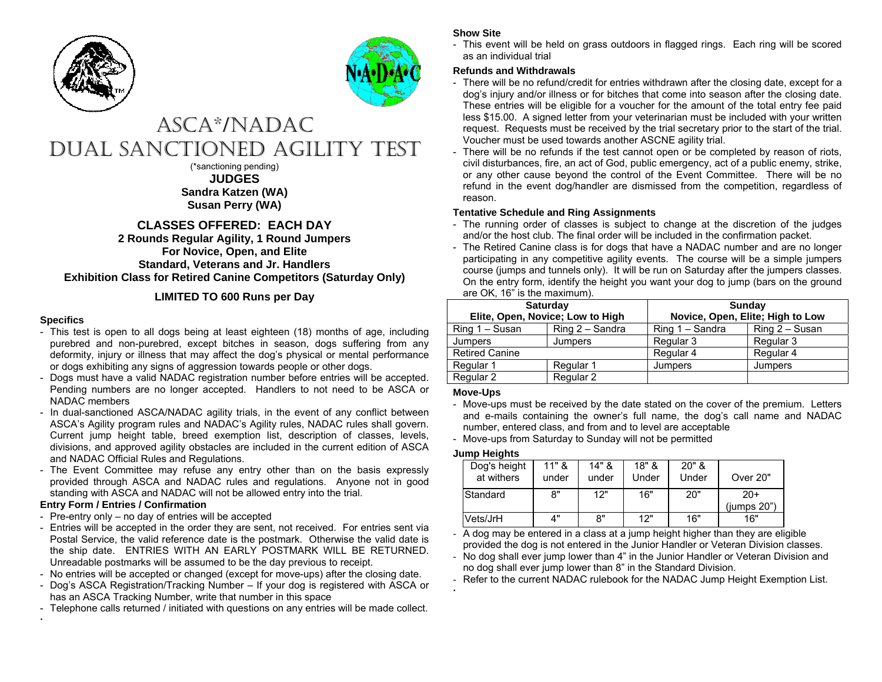# ASCA*/NADAC

# DUAL SANCTIONED AGILITY TEST

(*sanctioning pending)

**JUDGES**

**Sandra Katzen (WA)**

**Susan Perry (WA)**

## CLASSES OFFERED: EACH DAY

**2 Rounds Regular Agility, 1 Round Jumpers**

**For Novice, Open, and Elite**

**Standard, Veterans and Jr. Handlers**

**Exhibition Class for Retired Canine Competitors (Saturday Only)**

**LIMITED TO 600 Runs per Day**

### Specifics

- This test is open to all dogs being at least eighteen (18) months of age, including purebred and non-purebred, except bitches in season, dogs suffering from any deformity, injury or illness that may affect the dog's physical or mental performance or dogs exhibiting any signs of aggression towards people or other dogs.
- Dogs must have a valid NADAC registration number before entries will be accepted. Pending numbers are no longer accepted. Handlers to not need to be ASCA or NADAC members
- In dual-sanctioned ASCA/NADAC agility trials, in the event of any conflict between ASCA's Agility program rules and NADAC's Agility rules, NADAC rules shall govern. Current jump height table, breed exemption list, description of classes, levels, divisions, and approved agility obstacles are included in the current edition of ASCA and NADAC Official Rules and Regulations.
- The Event Committee may refuse any entry other than on the basis expressly provided through ASCA and NADAC rules and regulations. Anyone not in good standing with ASCA and NADAC will not be allowed entry into the trial.

### Entry Form / Entries / Confirmation

- Pre-entry only – no day of entries will be accepted
- Entries will be accepted in the order they are sent, not received. For entries sent via Postal Service, the valid reference date is the postmark. Otherwise the valid date is the ship date. ENTRIES WITH AN EARLY POSTMARK WILL BE RETURNED. Unreadable postmarks will be assumed to be the day previous to receipt.
- No entries will be accepted or changed (except for move-ups) after the closing date.
- Dog's ASCA Registration/Tracking Number – If your dog is registered with ASCA or has an ASCA Tracking Number, write that number in this space
- Telephone calls returned / initiated with questions on any entries will be made collect.

### Show Site

- This event will be held on grass outdoors in flagged rings. Each ring will be scored as an individual trial

### Refunds and Withdrawals

- There will be no refund/credit for entries withdrawn after the closing date, except for a dog's injury and/or illness or for bitches that come into season after the closing date. These entries will be eligible for a voucher for the amount of the total entry fee paid less $15.00. A signed letter from your veterinarian must be included with your written request. Requests must be received by the trial secretary prior to the start of the trial. Voucher must be used towards another ASCNE agility trial.
- There will be no refunds if the test cannot open or be completed by reason of riots, civil disturbances, fire, an act of God, public emergency, act of a public enemy, strike, or any other cause beyond the control of the Event Committee. There will be no refund in the event dog/handler are dismissed from the competition, regardless of reason.

### Tentative Schedule and Ring Assignments

- The running order of classes is subject to change at the discretion of the judges and/or the host club. The final order will be included in the confirmation packet.
- The Retired Canine class is for dogs that have a NADAC number and are no longer participating in any competitive agility events. The course will be a simple jumpers course (jumps and tunnels only). It will be run on Saturday after the jumpers classes. On the entry form, identify the height you want your dog to jump (bars on the ground are OK, 16" is the maximum).

| Saturday<br>Elite, Open, Novice; Low to High | | Sunday<br>Novice, Open, Elite; High to Low | |
|---|---|---|---|
| Ring 1 – Susan | Ring 2 – Sandra | Ring 1 – Sandra | Ring 2 – Susan |
| Jumpers | Jumpers | Regular 3 | Regular 3 |
| Retired Canine | | Regular 4 | Regular 4 |
| Regular 1 | Regular 1 | Jumpers | Jumpers |
| Regular 2 | Regular 2 | | |

### Move-Ups

- Move-ups must be received by the date stated on the cover of the premium. Letters and e-mails containing the owner's full name, the dog's call name and NADAC number, entered class, and from and to level are acceptable
- Move-ups from Saturday to Sunday will not be permitted

### Jump Heights

| Dog's height at withers | 11" & under | 14" & under | 18" & Under | 20" & Under | Over 20" |
|---|---|---|---|---|---|
| Standard | 8" | 12" | 16" | 20" | 20+<br>(jumps 20") |
| Vets/JrH | 4" | 8" | 12" | 16" | 16" |

- A dog may be entered in a class at a jump height higher than they are eligible provided the dog is not entered in the Junior Handler or Veteran Division classes.
- No dog shall ever jump lower than 4" in the Junior Handler or Veteran Division and no dog shall ever jump lower than 8" in the Standard Division.
- Refer to the current NADAC rulebook for the NADAC Jump Height Exemption List.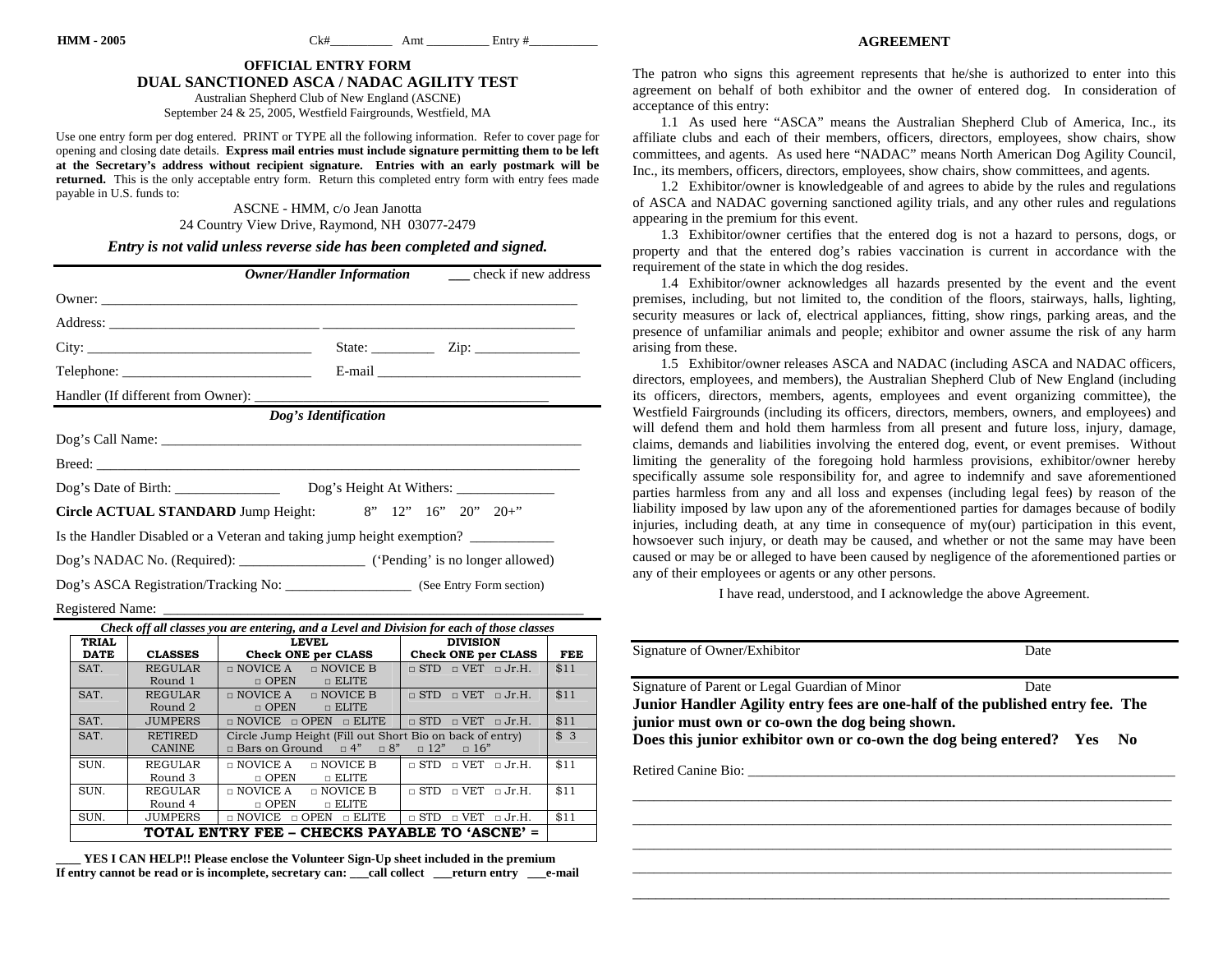HMM - 2005 Ck#__________ Amt __________ Entry #___________

# OFFICIAL ENTRY FORM

## DUAL SANCTIONED ASCA / NADAC AGILITY TEST

Australian Shepherd Club of New England (ASCNE)
September 24 & 25, 2005, Westfield Fairgrounds, Westfield, MA

Use one entry form per dog entered. PRINT or TYPE all the following information. Refer to cover page for opening and closing date details. **Express mail entries must include signature permitting them to be left at the Secretary's address without recipient signature. Entries with an early postmark will be returned.** This is the only acceptable entry form. Return this completed entry form with entry fees made payable in U.S. funds to:

ASCNE - HMM, c/o Jean Janotta
24 Country View Drive, Raymond, NH 03077-2479

***Entry is not valid unless reverse side has been completed and signed.***

***Owner/Handler Information*** ___ check if new address

Owner: ______________________________________________________________________

Address: ____________________________ ____________________________________

City: _______________________________ State: _________ Zip: _______________

Telephone: ___________________________ E-mail _____________________________

Handler (If different from Owner): ___________________________________________

***Dog's Identification***

Dog's Call Name: _____________________________________________________________

Breed: ______________________________________________________________________

Dog's Date of Birth: _______________ Dog's Height At Withers: ______________

**Circle ACTUAL STANDARD** Jump Height: 8" 12" 16" 20" 20+"

Is the Handler Disabled or a Veteran and taking jump height exemption? ____________

Dog's NADAC No. (Required): __________________ ('Pending' is no longer allowed)

Dog's ASCA Registration/Tracking No: __________________ (See Entry Form section)

Registered Name: ____________________________________________________________

***Check off all classes you are entering, and a Level and Division for each of those classes***

| TRIAL DATE | CLASSES | LEVEL Check ONE per CLASS | DIVISION Check ONE per CLASS | FEE |
|---|---|---|---|---|
| SAT. | REGULAR Round 1 | □ NOVICE A □ NOVICE B □ OPEN □ ELITE | □ STD □ VET □ Jr.H. | $11 |
| SAT. | REGULAR Round 2 | □ NOVICE A □ NOVICE B □ OPEN □ ELITE | □ STD □ VET □ Jr.H. | $11 |
| SAT. | JUMPERS | □ NOVICE □ OPEN □ ELITE | □ STD □ VET □ Jr.H. | $11 |
| SAT. | RETIRED CANINE | Circle Jump Height (Fill out Short Bio on back of entry) □ Bars on Ground □ 4" □ 8" □ 12" □ 16" | | $ 3 |
| SUN. | REGULAR Round 3 | □ NOVICE A □ NOVICE B □ OPEN □ ELITE | □ STD □ VET □ Jr.H. | $11 |
| SUN. | REGULAR Round 4 | □ NOVICE A □ NOVICE B □ OPEN □ ELITE | □ STD □ VET □ Jr.H. | $11 |
| SUN. | JUMPERS | □ NOVICE □ OPEN □ ELITE | □ STD □ VET □ Jr.H. | $11 |
| **TOTAL ENTRY FEE – CHECKS PAYABLE TO 'ASCNE' =** | | | | |

**____ YES I CAN HELP!! Please enclose the Volunteer Sign-Up sheet included in the premium**
**If entry cannot be read or is incomplete, secretary can: ___call collect ___return entry ___e-mail**

## AGREEMENT

The patron who signs this agreement represents that he/she is authorized to enter into this agreement on behalf of both exhibitor and the owner of entered dog. In consideration of acceptance of this entry:

1.1 As used here "ASCA" means the Australian Shepherd Club of America, Inc., its affiliate clubs and each of their members, officers, directors, employees, show chairs, show committees, and agents. As used here "NADAC" means North American Dog Agility Council, Inc., its members, officers, directors, employees, show chairs, show committees, and agents.

1.2 Exhibitor/owner is knowledgeable of and agrees to abide by the rules and regulations of ASCA and NADAC governing sanctioned agility trials, and any other rules and regulations appearing in the premium for this event.

1.3 Exhibitor/owner certifies that the entered dog is not a hazard to persons, dogs, or property and that the entered dog's rabies vaccination is current in accordance with the requirement of the state in which the dog resides.

1.4 Exhibitor/owner acknowledges all hazards presented by the event and the event premises, including, but not limited to, the condition of the floors, stairways, halls, lighting, security measures or lack of, electrical appliances, fitting, show rings, parking areas, and the presence of unfamiliar animals and people; exhibitor and owner assume the risk of any harm arising from these.

1.5 Exhibitor/owner releases ASCA and NADAC (including ASCA and NADAC officers, directors, employees, and members), the Australian Shepherd Club of New England (including its officers, directors, members, agents, employees and event organizing committee), the Westfield Fairgrounds (including its officers, directors, members, owners, and employees) and will defend them and hold them harmless from all present and future loss, injury, damage, claims, demands and liabilities involving the entered dog, event, or event premises. Without limiting the generality of the foregoing hold harmless provisions, exhibitor/owner hereby specifically assume sole responsibility for, and agree to indemnify and save aforementioned parties harmless from any and all loss and expenses (including legal fees) by reason of the liability imposed by law upon any of the aforementioned parties for damages because of bodily injuries, including death, at any time in consequence of my(our) participation in this event, howsoever such injury, or death may be caused, and whether or not the same may have been caused or may be or be alleged to have been caused by negligence of the aforementioned parties or any of their employees or agents or any other persons.

I have read, understood, and I acknowledge the above Agreement.

______________________________________________________________________
Signature of Owner/Exhibitor Date

______________________________________________________________________
Signature of Parent or Legal Guardian of Minor Date

**Junior Handler Agility entry fees are one-half of the published entry fee. The junior must own or co-own the dog being shown.**
**Does this junior exhibitor own or co-own the dog being entered? Yes No**

Retired Canine Bio: ___________________________________________________________

______________________________________________________________________________

______________________________________________________________________________

______________________________________________________________________________

______________________________________________________________________________

______________________________________________________________________________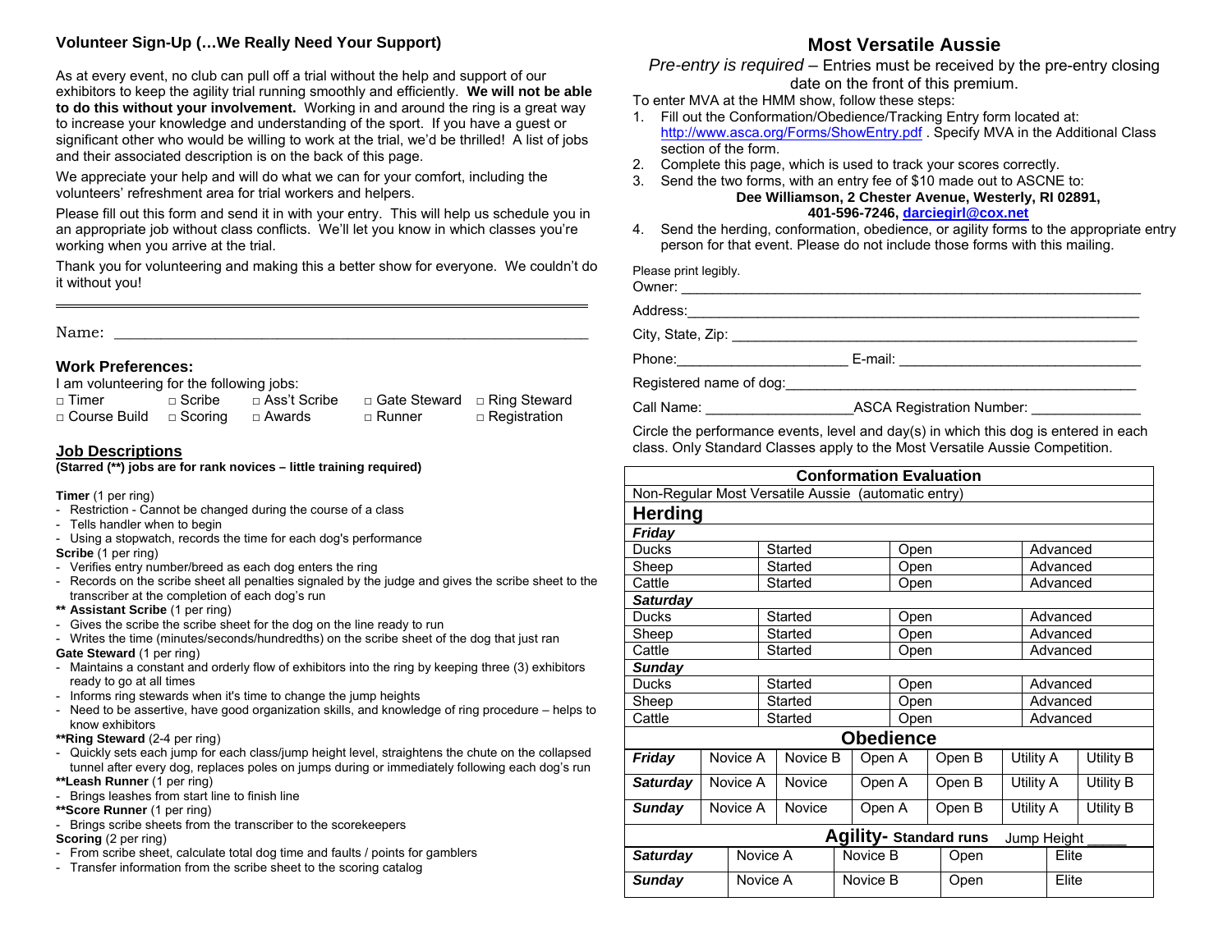## Volunteer Sign-Up (…We Really Need Your Support)

As at every event, no club can pull off a trial without the help and support of our exhibitors to keep the agility trial running smoothly and efficiently. **We will not be able to do this without your involvement.** Working in and around the ring is a great way to increase your knowledge and understanding of the sport. If you have a guest or significant other who would be willing to work at the trial, we'd be thrilled! A list of jobs and their associated description is on the back of this page.

We appreciate your help and will do what we can for your comfort, including the volunteers' refreshment area for trial workers and helpers.

Please fill out this form and send it in with your entry. This will help us schedule you in an appropriate job without class conflicts. We'll let you know in which classes you're working when you arrive at the trial.

Thank you for volunteering and making this a better show for everyone. We couldn't do it without you!

---

Name: ______________________________________________

### Work Preferences:

I am volunteering for the following jobs:

| | | | | |
|---|---|---|---|---|
| □ Timer | □ Scribe | □ Ass't Scribe | □ Gate Steward | □ Ring Steward |
| □ Course Build | □ Scoring | □ Awards | □ Runner | □ Registration |

### Job Descriptions

**(Starred (**) jobs are for rank novices – little training required)**

**Timer** (1 per ring)
- Restriction - Cannot be changed during the course of a class
- Tells handler when to begin
- Using a stopwatch, records the time for each dog's performance

**Scribe** (1 per ring)
- Verifies entry number/breed as each dog enters the ring
- Records on the scribe sheet all penalties signaled by the judge and gives the scribe sheet to the transcriber at the completion of each dog's run

**** Assistant Scribe** (1 per ring)
- Gives the scribe the scribe sheet for the dog on the line ready to run
- Writes the time (minutes/seconds/hundredths) on the scribe sheet of the dog that just ran

**Gate Steward** (1 per ring)
- Maintains a constant and orderly flow of exhibitors into the ring by keeping three (3) exhibitors ready to go at all times
- Informs ring stewards when it's time to change the jump heights
- Need to be assertive, have good organization skills, and knowledge of ring procedure – helps to know exhibitors

****Ring Steward** (2-4 per ring)
- Quickly sets each jump for each class/jump height level, straightens the chute on the collapsed tunnel after every dog, replaces poles on jumps during or immediately following each dog's run

****Leash Runner** (1 per ring)
- Brings leashes from start line to finish line

****Score Runner** (1 per ring)
- Brings scribe sheets from the transcriber to the scorekeepers

**Scoring** (2 per ring)
- From scribe sheet, calculate total dog time and faults / points for gamblers
- Transfer information from the scribe sheet to the scoring catalog

## Most Versatile Aussie

*Pre-entry is required* – Entries must be received by the pre-entry closing date on the front of this premium.

To enter MVA at the HMM show, follow these steps:

1. Fill out the Conformation/Obedience/Tracking Entry form located at: http://www.asca.org/Forms/ShowEntry.pdf . Specify MVA in the Additional Class section of the form.
2. Complete this page, which is used to track your scores correctly.
3. Send the two forms, with an entry fee of $10 made out to ASCNE to:
   **Dee Williamson, 2 Chester Avenue, Westerly, RI 02891, 401-596-7246, darciegirl@cox.net**
4. Send the herding, conformation, obedience, or agility forms to the appropriate entry person for that event. Please do not include those forms with this mailing.

Please print legibly.

Owner: ______________________________________________

Address: ______________________________________________

City, State, Zip: ______________________________________________

Phone: ____________________ E-mail: ______________________________

Registered name of dog: ______________________________________________

Call Name: __________________ ASCA Registration Number: ______________

Circle the performance events, level and day(s) in which this dog is entered in each class. Only Standard Classes apply to the Most Versatile Aussie Competition.

**Conformation Evaluation**

Non-Regular Most Versatile Aussie (automatic entry)

**Herding**

| | | | |
|---|---|---|---|
| ***Friday*** | | | |
| Ducks | Started | Open | Advanced |
| Sheep | Started | Open | Advanced |
| Cattle | Started | Open | Advanced |
| ***Saturday*** | | | |
| Ducks | Started | Open | Advanced |
| Sheep | Started | Open | Advanced |
| Cattle | Started | Open | Advanced |
| ***Sunday*** | | | |
| Ducks | Started | Open | Advanced |
| Sheep | Started | Open | Advanced |
| Cattle | Started | Open | Advanced |

**Obedience**

| | | | | | | |
|---|---|---|---|---|---|---|
| ***Friday*** | Novice A | Novice B | Open A | Open B | Utility A | Utility B |
| ***Saturday*** | Novice A | Novice | Open A | Open B | Utility A | Utility B |
| ***Sunday*** | Novice A | Novice | Open A | Open B | Utility A | Utility B |

**Agility- Standard runs** Jump Height _____

| | | | | |
|---|---|---|---|---|
| ***Saturday*** | Novice A | Novice B | Open | Elite |
| ***Sunday*** | Novice A | Novice B | Open | Elite |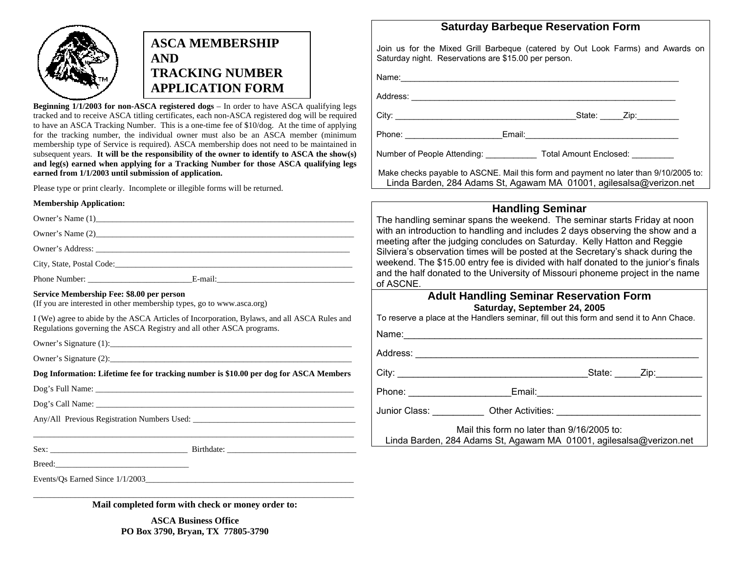# ASCA MEMBERSHIP AND TRACKING NUMBER APPLICATION FORM

**Beginning 1/1/2003 for non-ASCA registered dogs** – In order to have ASCA qualifying legs tracked and to receive ASCA titling certificates, each non-ASCA registered dog will be required to have an ASCA Tracking Number. This is a one-time fee of $10/dog. At the time of applying for the tracking number, the individual owner must also be an ASCA member (minimum membership type of Service is required). ASCA membership does not need to be maintained in subsequent years. **It will be the responsibility of the owner to identify to ASCA the show(s) and leg(s) earned when applying for a Tracking Number for those ASCA qualifying legs earned from 1/1/2003 until submission of application.**

Please type or print clearly. Incomplete or illegible forms will be returned.

**Membership Application:**

Owner's Name (1)_______________________________________________

Owner's Name (2)_______________________________________________

Owner's Address: _______________________________________________

City, State, Postal Code:_________________________________________

Phone Number: ____________________E-mail:_______________________

**Service Membership Fee: $8.00 per person**
(If you are interested in other membership types, go to www.asca.org)

I (We) agree to abide by the ASCA Articles of Incorporation, Bylaws, and all ASCA Rules and Regulations governing the ASCA Registry and all other ASCA programs.

Owner's Signature (1):___________________________________________

Owner's Signature (2):___________________________________________

**Dog Information: Lifetime fee for tracking number is $10.00 per dog for ASCA Members**

Dog's Full Name: _______________________________________________

Dog's Call Name: _______________________________________________

Any/All Previous Registration Numbers Used: _____________________________

_______________________________________________________________

Sex: ________________________ Birthdate: _______________________

Breed:________________________

Events/Qs Earned Since 1/1/2003_________________________________

_______________________________________________________________

**Mail completed form with check or money order to:**

**ASCA Business Office**
**PO Box 3790, Bryan, TX 77805-3790**

## Saturday Barbeque Reservation Form

Join us for the Mixed Grill Barbeque (catered by Out Look Farms) and Awards on Saturday night. Reservations are $15.00 per person.

Name:_________________________________________________________

Address: _______________________________________________________

City: __________________________________State: _____Zip:_________

Phone: ____________________Email:_________________________________

Number of People Attending: ___________ Total Amount Enclosed: _________

Make checks payable to ASCNE. Mail this form and payment no later than 9/10/2005 to:
Linda Barden, 284 Adams St, Agawam MA 01001, agilesalsa@verizon.net

## Handling Seminar

The handling seminar spans the weekend. The seminar starts Friday at noon with an introduction to handling and includes 2 days observing the show and a meeting after the judging concludes on Saturday. Kelly Hatton and Reggie Silviera's observation times will be posted at the Secretary's shack during the weekend. The $15.00 entry fee is divided with half donated to the junior's finals and the half donated to the University of Missouri phoneme project in the name of ASCNE.

## Adult Handling Seminar Reservation Form

**Saturday, September 24, 2005**

To reserve a place at the Handlers seminar, fill out this form and send it to Ann Chace.

Name:_________________________________________________________

Address: _______________________________________________________

City: __________________________________State: _____Zip:_________

Phone: ___________________Email:_________________________________

Junior Class: __________ Other Activities: ____________________________

Mail this form no later than 9/16/2005 to:
Linda Barden, 284 Adams St, Agawam MA 01001, agilesalsa@verizon.net